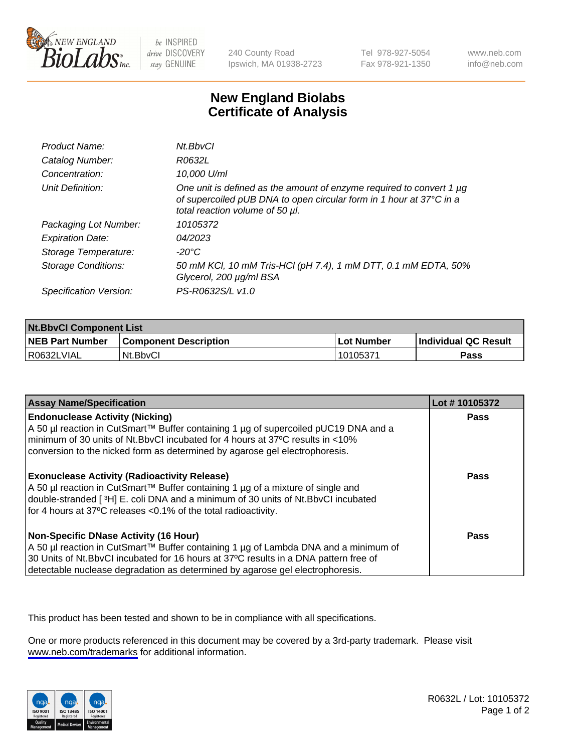240 County Road
Ipswich, MA 01938-2723

Tel 978-927-5054
Fax 978-921-1350

www.neb.com
info@neb.com

# New England Biolabs
# Certificate of Analysis

| | |
|---|---|
| *Product Name:* | *Nt.BbvCI* |
| *Catalog Number:* | *R0632L* |
| *Concentration:* | *10,000 U/ml* |
| *Unit Definition:* | *One unit is defined as the amount of enzyme required to convert 1 µg of supercoiled pUB DNA to open circular form in 1 hour at 37°C in a total reaction volume of 50 µl.* |
| *Packaging Lot Number:* | *10105372* |
| *Expiration Date:* | *04/2023* |
| *Storage Temperature:* | *-20°C* |
| *Storage Conditions:* | *50 mM KCl, 10 mM Tris-HCl (pH 7.4), 1 mM DTT, 0.1 mM EDTA, 50% Glycerol, 200 µg/ml BSA* |
| *Specification Version:* | *PS-R0632S/L v1.0* |

| **Nt.BbvCI Component List** | | | |
|---|---|---|---|
| **NEB Part Number** | **Component Description** | **Lot Number** | **Individual QC Result** |
| R0632LVIAL | Nt.BbvCI | 10105371 | **Pass** |

| **Assay Name/Specification** | **Lot # 10105372** |
|---|---|
| **Endonuclease Activity (Nicking)**<br>A 50 µl reaction in CutSmart™ Buffer containing 1 µg of supercoiled pUC19 DNA and a minimum of 30 units of Nt.BbvCI incubated for 4 hours at 37ºC results in <10% conversion to the nicked form as determined by agarose gel electrophoresis. | **Pass** |
| **Exonuclease Activity (Radioactivity Release)**<br>A 50 µl reaction in CutSmart™ Buffer containing 1 µg of a mixture of single and double-stranded [ $^3$H] E. coli DNA and a minimum of 30 units of Nt.BbvCI incubated for 4 hours at 37ºC releases <0.1% of the total radioactivity. | **Pass** |
| **Non-Specific DNase Activity (16 Hour)**<br>A 50 µl reaction in CutSmart™ Buffer containing 1 µg of Lambda DNA and a minimum of 30 Units of Nt.BbvCI incubated for 16 hours at 37ºC results in a DNA pattern free of detectable nuclease degradation as determined by agarose gel electrophoresis. | **Pass** |

This product has been tested and shown to be in compliance with all specifications.

One or more products referenced in this document may be covered by a 3rd-party trademark. Please visit www.neb.com/trademarks for additional information.

R0632L / Lot: 10105372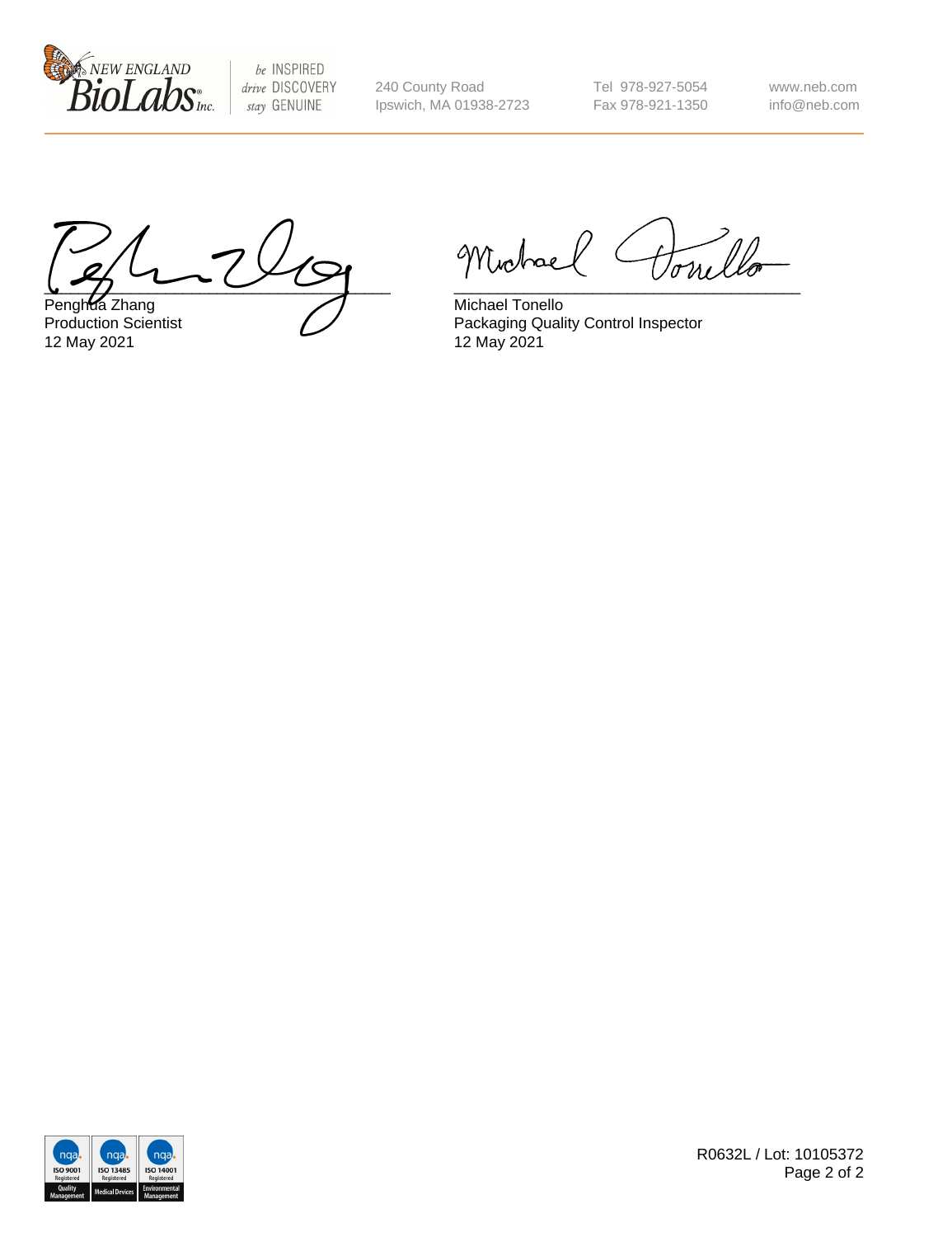NEW ENGLAND BioLabs Inc.

be INSPIRED
drive DISCOVERY
stay GENUINE

240 County Road
Ipswich, MA 01938-2723

Tel 978-927-5054
Fax 978-921-1350

www.neb.com
info@neb.com

Penghua Zhang
Production Scientist
12 May 2021

Michael Tonello
Packaging Quality Control Inspector
12 May 2021

R0632L / Lot: 10105372